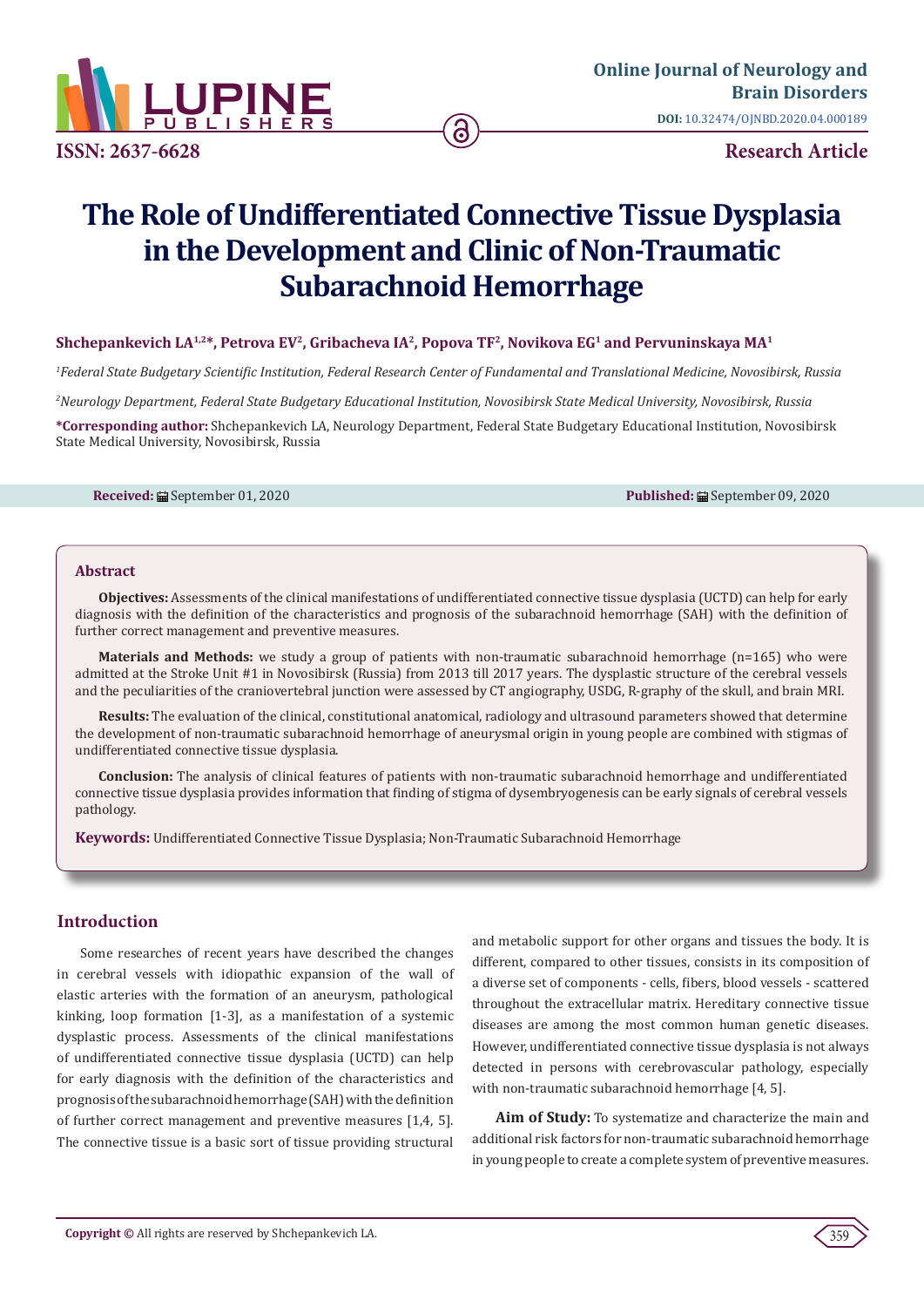**Online Journal of Neurology and Brain Disorders**

**DOI:** 10.32474/OJNBD.2020.04.000189

**ISSN: 2637-6628**

**Research Article**

# The Role of Undifferentiated Connective Tissue Dysplasia in the Development and Clinic of Non-Traumatic Subarachnoid Hemorrhage

**Shchepankevich LA[1,2]*, Petrova EV[2], Gribacheva IA[2], Popova TF[2], Novikova EG[1] and Pervuninskaya MA[1]**

[1]*Federal State Budgetary Scientific Institution, Federal Research Center of Fundamental and Translational Medicine, Novosibirsk, Russia*

[2]*Neurology Department, Federal State Budgetary Educational Institution, Novosibirsk State Medical University, Novosibirsk, Russia*

***Corresponding author:** Shchepankevich LA, Neurology Department, Federal State Budgetary Educational Institution, Novosibirsk State Medical University, Novosibirsk, Russia

**Received:** September 01, 2020 **Published:** September 09, 2020

## Abstract

**Objectives:** Assessments of the clinical manifestations of undifferentiated connective tissue dysplasia (UCTD) can help for early diagnosis with the definition of the characteristics and prognosis of the subarachnoid hemorrhage (SAH) with the definition of further correct management and preventive measures.

**Materials and Methods:** we study a group of patients with non-traumatic subarachnoid hemorrhage (n=165) who were admitted at the Stroke Unit #1 in Novosibirsk (Russia) from 2013 till 2017 years. The dysplastic structure of the cerebral vessels and the peculiarities of the craniovertebral junction were assessed by CT angiography, USDG, R-graphy of the skull, and brain MRI.

**Results:** The evaluation of the clinical, constitutional anatomical, radiology and ultrasound parameters showed that determine the development of non-traumatic subarachnoid hemorrhage of aneurysmal origin in young people are combined with stigmas of undifferentiated connective tissue dysplasia.

**Conclusion:** The analysis of clinical features of patients with non-traumatic subarachnoid hemorrhage and undifferentiated connective tissue dysplasia provides information that finding of stigma of dysembryogenesis can be early signals of cerebral vessels pathology.

**Keywords:** Undifferentiated Connective Tissue Dysplasia; Non-Traumatic Subarachnoid Hemorrhage

## Introduction

Some researches of recent years have described the changes in cerebral vessels with idiopathic expansion of the wall of elastic arteries with the formation of an aneurysm, pathological kinking, loop formation [1-3], as a manifestation of a systemic dysplastic process. Assessments of the clinical manifestations of undifferentiated connective tissue dysplasia (UCTD) can help for early diagnosis with the definition of the characteristics and prognosis of the subarachnoid hemorrhage (SAH) with the definition of further correct management and preventive measures [1,4, 5]. The connective tissue is a basic sort of tissue providing structural and metabolic support for other organs and tissues the body. It is different, compared to other tissues, consists in its composition of a diverse set of components - cells, fibers, blood vessels - scattered throughout the extracellular matrix. Hereditary connective tissue diseases are among the most common human genetic diseases. However, undifferentiated connective tissue dysplasia is not always detected in persons with cerebrovascular pathology, especially with non-traumatic subarachnoid hemorrhage [4, 5].

**Aim of Study:** To systematize and characterize the main and additional risk factors for non-traumatic subarachnoid hemorrhage in young people to create a complete system of preventive measures.

**Copyright ©** All rights are reserved by Shchepankevich LA.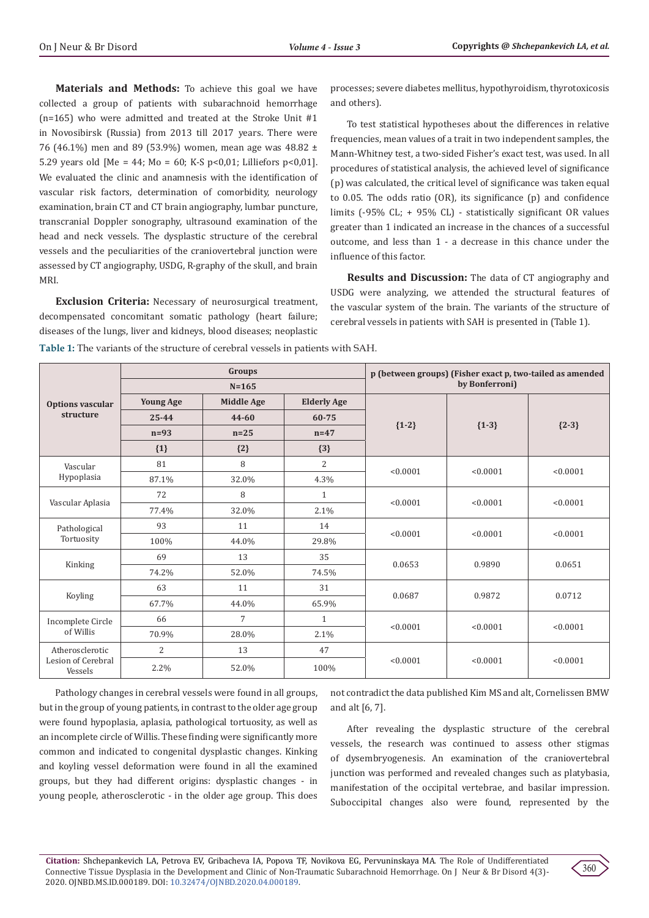**Materials and Methods:** To achieve this goal we have collected a group of patients with subarachnoid hemorrhage (n=165) who were admitted and treated at the Stroke Unit #1 in Novosibirsk (Russia) from 2013 till 2017 years. There were 76 (46.1%) men and 89 (53.9%) women, mean age was 48.82 ± 5.29 years old [Me = 44; Mo = 60; K-S p<0,01; Lilliefors p<0,01]. We evaluated the clinic and anamnesis with the identification of vascular risk factors, determination of comorbidity, neurology examination, brain CT and CT brain angiography, lumbar puncture, transcranial Doppler sonography, ultrasound examination of the head and neck vessels. The dysplastic structure of the cerebral vessels and the peculiarities of the craniovertebral junction were assessed by CT angiography, USDG, R-graphy of the skull, and brain MRI.

**Exclusion Criteria:** Necessary of neurosurgical treatment, decompensated concomitant somatic pathology (heart failure; diseases of the lungs, liver and kidneys, blood diseases; neoplastic processes; severe diabetes mellitus, hypothyroidism, thyrotoxicosis and others).

To test statistical hypotheses about the differences in relative frequencies, mean values of a trait in two independent samples, the Mann-Whitney test, a two-sided Fisher's exact test, was used. In all procedures of statistical analysis, the achieved level of significance (p) was calculated, the critical level of significance was taken equal to 0.05. The odds ratio (OR), its significance (p) and confidence limits (-95% CL; + 95% CL) - statistically significant OR values greater than 1 indicated an increase in the chances of a successful outcome, and less than 1 - a decrease in this chance under the influence of this factor.

**Results and Discussion:** The data of CT angiography and USDG were analyzing, we attended the structural features of the vascular system of the brain. The variants of the structure of cerebral vessels in patients with SAH is presented in (Table 1).

**Table 1:** The variants of the structure of cerebral vessels in patients with SAH.

| Options vascular structure | Groups N=165 | | | p (between groups) (Fisher exact p, two-tailed as amended by Bonferroni) | | |
|---|---|---|---|---|---|---|
| | Young Age 25-44 n=93 {1} | Middle Age 44-60 n=25 {2} | Elderly Age 60-75 n=47 {3} | {1-2} | {1-3} | {2-3} |
| Vascular Hypoplasia | 81 / 87.1% | 8 / 32.0% | 2 / 4.3% | <0.0001 | <0.0001 | <0.0001 |
| Vascular Aplasia | 72 / 77.4% | 8 / 32.0% | 1 / 2.1% | <0.0001 | <0.0001 | <0.0001 |
| Pathological Tortuosity | 93 / 100% | 11 / 44.0% | 14 / 29.8% | <0.0001 | <0.0001 | <0.0001 |
| Kinking | 69 / 74.2% | 13 / 52.0% | 35 / 74.5% | 0.0653 | 0.9890 | 0.0651 |
| Koyling | 63 / 67.7% | 11 / 44.0% | 31 / 65.9% | 0.0687 | 0.9872 | 0.0712 |
| Incomplete Circle of Willis | 66 / 70.9% | 7 / 28.0% | 1 / 2.1% | <0.0001 | <0.0001 | <0.0001 |
| Atherosclerotic Lesion of Cerebral Vessels | 2 / 2.2% | 13 / 52.0% | 47 / 100% | <0.0001 | <0.0001 | <0.0001 |

Pathology changes in cerebral vessels were found in all groups, but in the group of young patients, in contrast to the older age group were found hypoplasia, aplasia, pathological tortuosity, as well as an incomplete circle of Willis. These finding were significantly more common and indicated to congenital dysplastic changes. Kinking and koyling vessel deformation were found in all the examined groups, but they had different origins: dysplastic changes - in young people, atherosclerotic - in the older age group. This does not contradict the data published Kim MS and alt, Cornelissen BMW and alt [6, 7].

After revealing the dysplastic structure of the cerebral vessels, the research was continued to assess other stigmas of dysembryogenesis. An examination of the craniovertebral junction was performed and revealed changes such as platybasia, manifestation of the occipital vertebrae, and basilar impression. Suboccipital changes also were found, represented by the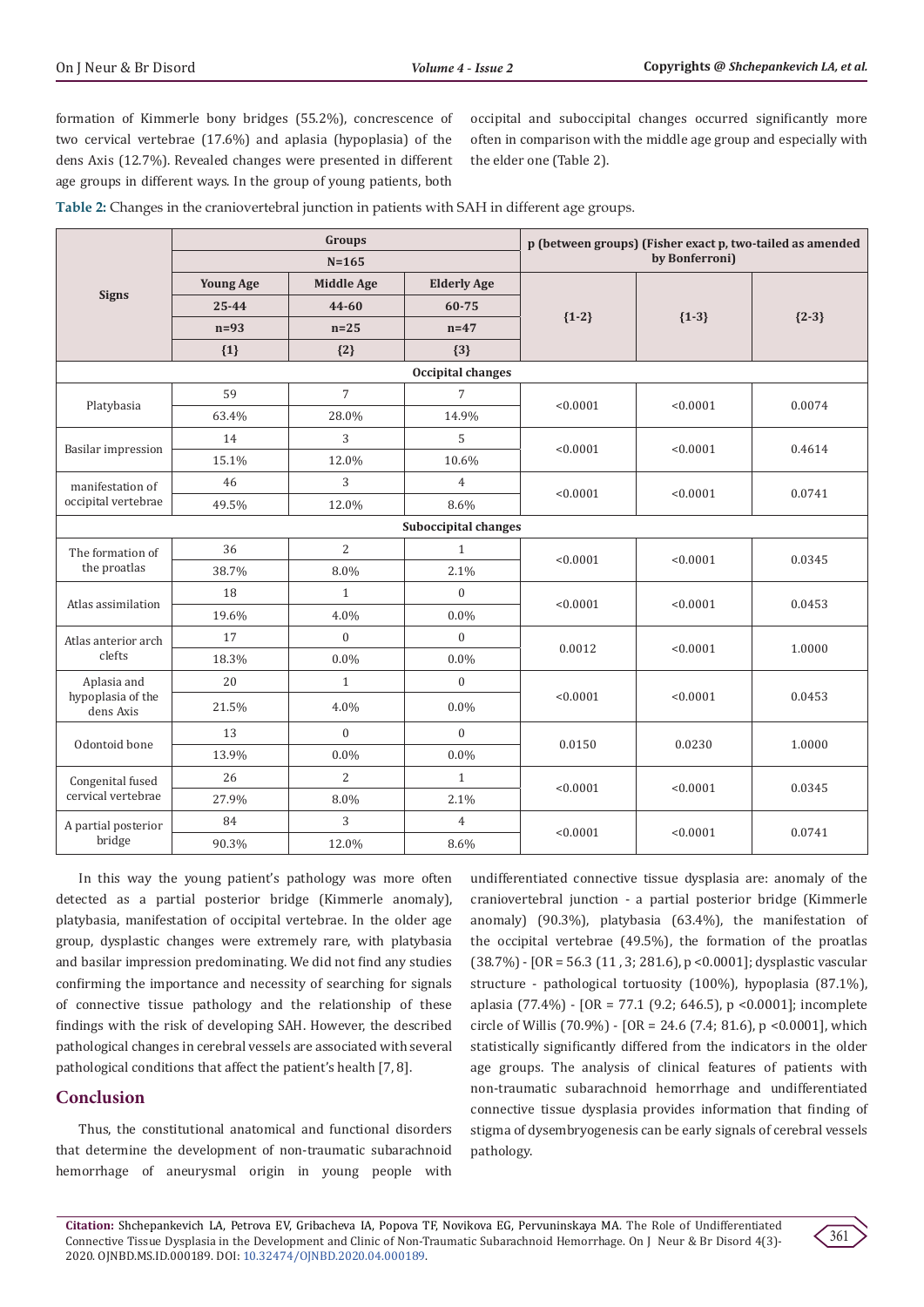formation of Kimmerle bony bridges (55.2%), concrescence of two cervical vertebrae (17.6%) and aplasia (hypoplasia) of the dens Axis (12.7%). Revealed changes were presented in different age groups in different ways. In the group of young patients, both occipital and suboccipital changes occurred significantly more often in comparison with the middle age group and especially with the elder one (Table 2).

**Table 2:** Changes in the craniovertebral junction in patients with SAH in different age groups.

| Signs | Groups N=165 | | | p (between groups) (Fisher exact p, two-tailed as amended by Bonferroni) | | |
|---|---|---|---|---|---|---|
| | Young Age 25-44 n=93 {1} | Middle Age 44-60 n=25 {2} | Elderly Age 60-75 n=47 {3} | {1-2} | {1-3} | {2-3} |
| **Occipital changes** | | | | | | |
| Platybasia | 59 / 63.4% | 7 / 28.0% | 7 / 14.9% | <0.0001 | <0.0001 | 0.0074 |
| Basilar impression | 14 / 15.1% | 3 / 12.0% | 5 / 10.6% | <0.0001 | <0.0001 | 0.4614 |
| manifestation of occipital vertebrae | 46 / 49.5% | 3 / 12.0% | 4 / 8.6% | <0.0001 | <0.0001 | 0.0741 |
| **Suboccipital changes** | | | | | | |
| The formation of the proatlas | 36 / 38.7% | 2 / 8.0% | 1 / 2.1% | <0.0001 | <0.0001 | 0.0345 |
| Atlas assimilation | 18 / 19.6% | 1 / 4.0% | 0 / 0.0% | <0.0001 | <0.0001 | 0.0453 |
| Atlas anterior arch clefts | 17 / 18.3% | 0 / 0.0% | 0 / 0.0% | 0.0012 | <0.0001 | 1.0000 |
| Aplasia and hypoplasia of the dens Axis | 20 / 21.5% | 1 / 4.0% | 0 / 0.0% | <0.0001 | <0.0001 | 0.0453 |
| Odontoid bone | 13 / 13.9% | 0 / 0.0% | 0 / 0.0% | 0.0150 | 0.0230 | 1.0000 |
| Congenital fused cervical vertebrae | 26 / 27.9% | 2 / 8.0% | 1 / 2.1% | <0.0001 | <0.0001 | 0.0345 |
| A partial posterior bridge | 84 / 90.3% | 3 / 12.0% | 4 / 8.6% | <0.0001 | <0.0001 | 0.0741 |

In this way the young patient's pathology was more often detected as a partial posterior bridge (Kimmerle anomaly), platybasia, manifestation of occipital vertebrae. In the older age group, dysplastic changes were extremely rare, with platybasia and basilar impression predominating. We did not find any studies confirming the importance and necessity of searching for signals of connective tissue pathology and the relationship of these findings with the risk of developing SAH. However, the described pathological changes in cerebral vessels are associated with several pathological conditions that affect the patient's health [7, 8].

## Conclusion

Thus, the constitutional anatomical and functional disorders that determine the development of non-traumatic subarachnoid hemorrhage of aneurysmal origin in young people with undifferentiated connective tissue dysplasia are: anomaly of the craniovertebral junction - a partial posterior bridge (Kimmerle anomaly) (90.3%), platybasia (63.4%), the manifestation of the occipital vertebrae (49.5%), the formation of the proatlas (38.7%) - [OR = 56.3 (11 , 3; 281.6), $p < 0.0001$]; dysplastic vascular structure - pathological tortuosity (100%), hypoplasia (87.1%), aplasia (77.4%) - [OR = 77.1 (9.2; 646.5), $p < 0.0001$]; incomplete circle of Willis (70.9%) - [OR = 24.6 (7.4; 81.6), $p < 0.0001$], which statistically significantly differed from the indicators in the older age groups. The analysis of clinical features of patients with non-traumatic subarachnoid hemorrhage and undifferentiated connective tissue dysplasia provides information that finding of stigma of dysembryogenesis can be early signals of cerebral vessels pathology.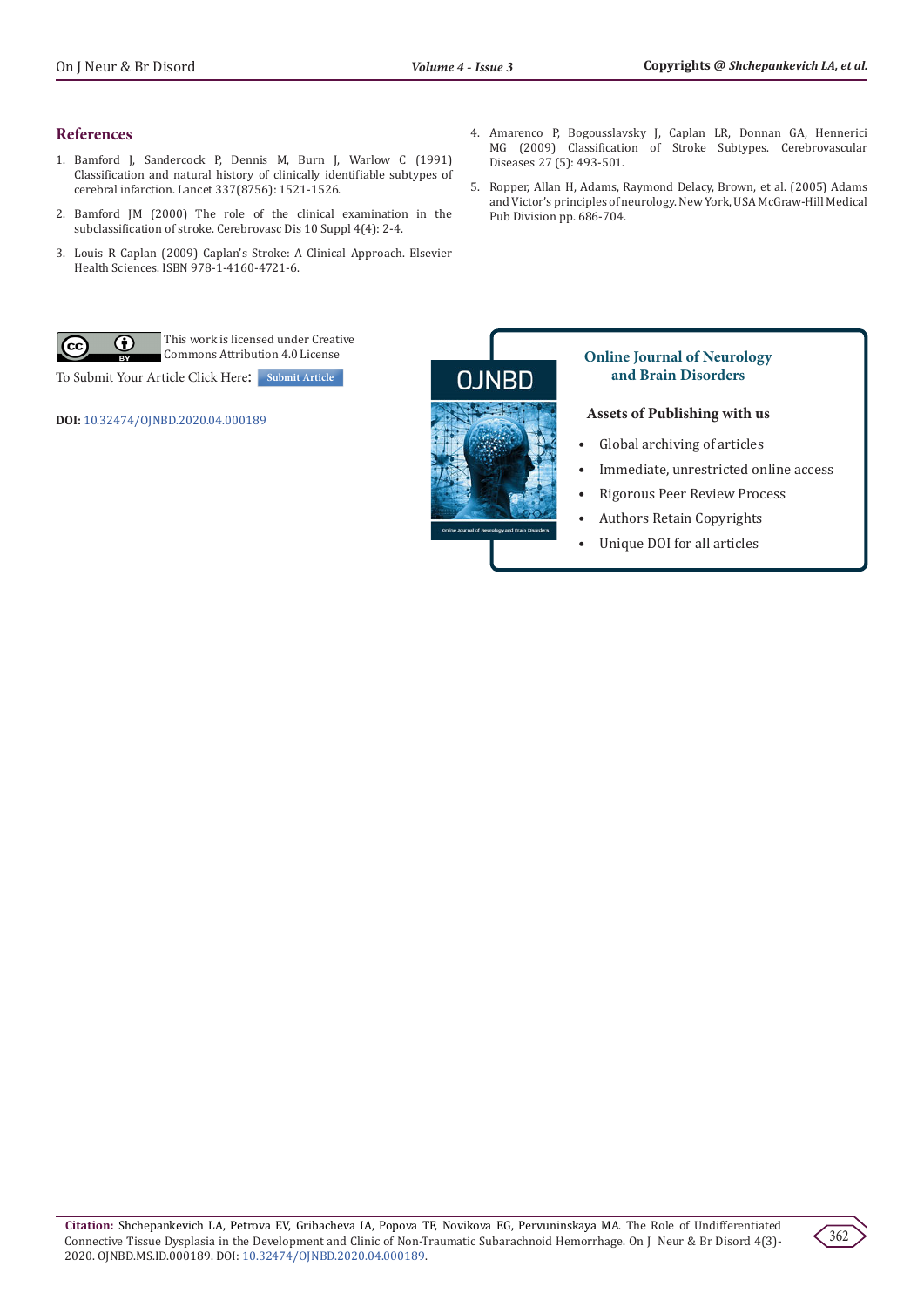## References

1. Bamford J, Sandercock P, Dennis M, Burn J, Warlow C (1991) Classification and natural history of clinically identifiable subtypes of cerebral infarction. Lancet 337(8756): 1521-1526.
2. Bamford JM (2000) The role of the clinical examination in the subclassification of stroke. Cerebrovasc Dis 10 Suppl 4(4): 2-4.
3. Louis R Caplan (2009) Caplan's Stroke: A Clinical Approach. Elsevier Health Sciences. ISBN 978-1-4160-4721-6.
4. Amarenco P, Bogousslavsky J, Caplan LR, Donnan GA, Hennerici MG (2009) Classification of Stroke Subtypes. Cerebrovascular Diseases 27 (5): 493-501.
5. Ropper, Allan H, Adams, Raymond Delacy, Brown, et al. (2005) Adams and Victor's principles of neurology. New York, USA McGraw-Hill Medical Pub Division pp. 686-704.

This work is licensed under Creative Commons Attribution 4.0 License

To Submit Your Article Click Here: Submit Article

**DOI:** 10.32474/OJNBD.2020.04.000189

**Online Journal of Neurology and Brain Disorders**

**Assets of Publishing with us**

- Global archiving of articles
- Immediate, unrestricted online access
- Rigorous Peer Review Process
- Authors Retain Copyrights
- Unique DOI for all articles

**Citation:** Shchepankevich LA, Petrova EV, Gribacheva IA, Popova TF, Novikova EG, Pervuninskaya MA. The Role of Undifferentiated Connective Tissue Dysplasia in the Development and Clinic of Non-Traumatic Subarachnoid Hemorrhage. On J Neur & Br Disord 4(3)-2020. OJNBD.MS.ID.000189. DOI: 10.32474/OJNBD.2020.04.000189.